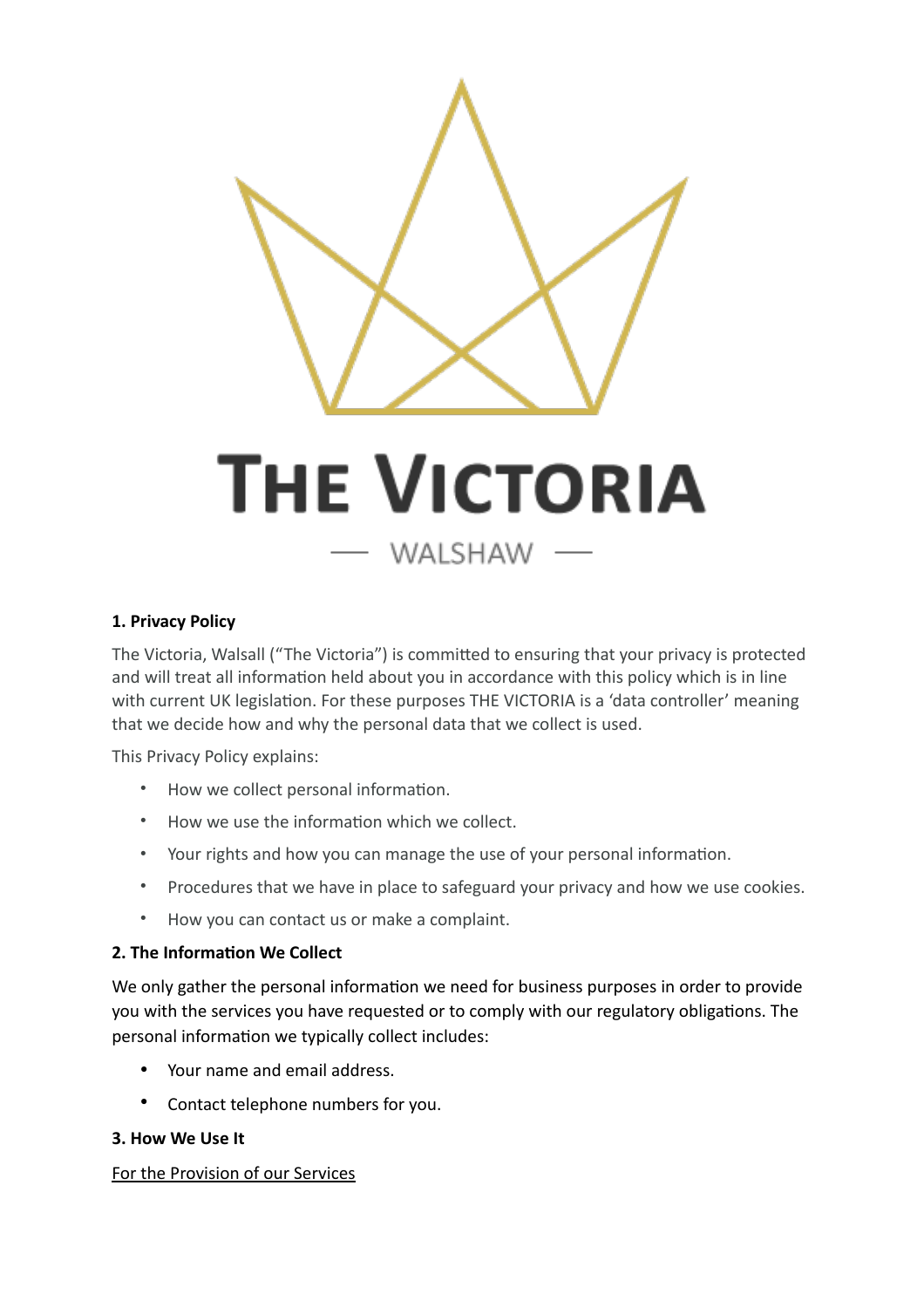# THE VICTORIA

— WALSHAW —

**1. Privacy Policy**

The Victoria, Walsall ("The Victoria") is committed to ensuring that your privacy is protected and will treat all information held about you in accordance with this policy which is in line with current UK legislation. For these purposes THE VICTORIA is a 'data controller' meaning that we decide how and why the personal data that we collect is used.

This Privacy Policy explains:

- How we collect personal information.
- How we use the information which we collect.
- Your rights and how you can manage the use of your personal information.
- Procedures that we have in place to safeguard your privacy and how we use cookies.
- How you can contact us or make a complaint.

**2. The Information We Collect**

We only gather the personal information we need for business purposes in order to provide you with the services you have requested or to comply with our regulatory obligations. The personal information we typically collect includes:

- Your name and email address.
- Contact telephone numbers for you.

**3. How We Use It**

<u>For the Provision of our Services</u>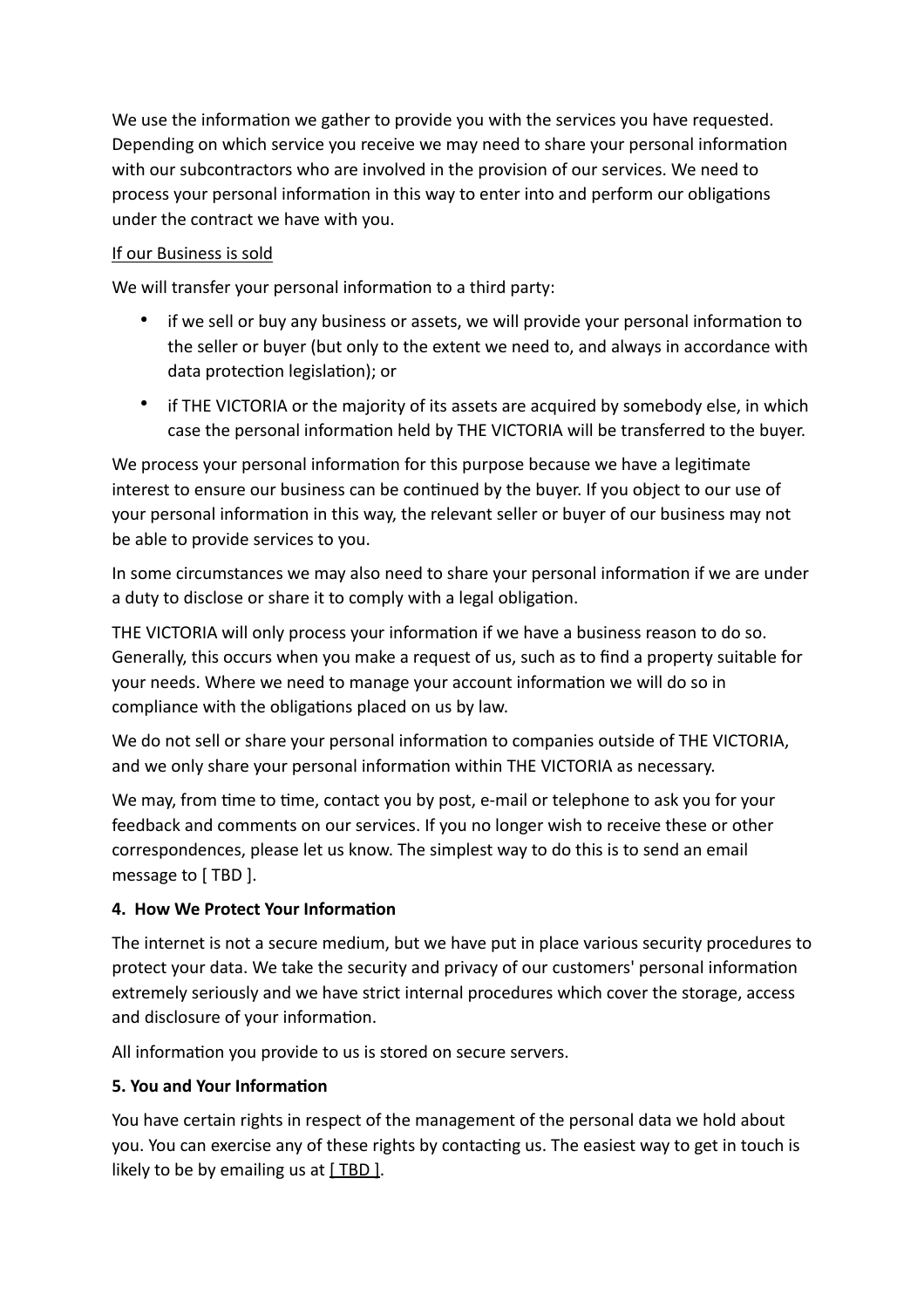We use the information we gather to provide you with the services you have requested. Depending on which service you receive we may need to share your personal information with our subcontractors who are involved in the provision of our services. We need to process your personal information in this way to enter into and perform our obligations under the contract we have with you.

<u>If our Business is sold</u>

We will transfer your personal information to a third party:

- if we sell or buy any business or assets, we will provide your personal information to the seller or buyer (but only to the extent we need to, and always in accordance with data protection legislation); or
- if THE VICTORIA or the majority of its assets are acquired by somebody else, in which case the personal information held by THE VICTORIA will be transferred to the buyer.

We process your personal information for this purpose because we have a legitimate interest to ensure our business can be continued by the buyer. If you object to our use of your personal information in this way, the relevant seller or buyer of our business may not be able to provide services to you.

In some circumstances we may also need to share your personal information if we are under a duty to disclose or share it to comply with a legal obligation.

THE VICTORIA will only process your information if we have a business reason to do so. Generally, this occurs when you make a request of us, such as to find a property suitable for your needs. Where we need to manage your account information we will do so in compliance with the obligations placed on us by law.

We do not sell or share your personal information to companies outside of THE VICTORIA, and we only share your personal information within THE VICTORIA as necessary.

We may, from time to time, contact you by post, e-mail or telephone to ask you for your feedback and comments on our services. If you no longer wish to receive these or other correspondences, please let us know. The simplest way to do this is to send an email message to [ TBD ].

**4. How We Protect Your Information**

The internet is not a secure medium, but we have put in place various security procedures to protect your data. We take the security and privacy of our customers' personal information extremely seriously and we have strict internal procedures which cover the storage, access and disclosure of your information.

All information you provide to us is stored on secure servers.

**5. You and Your Information**

You have certain rights in respect of the management of the personal data we hold about you. You can exercise any of these rights by contacting us. The easiest way to get in touch is likely to be by emailing us at <u>[ TBD ]</u>.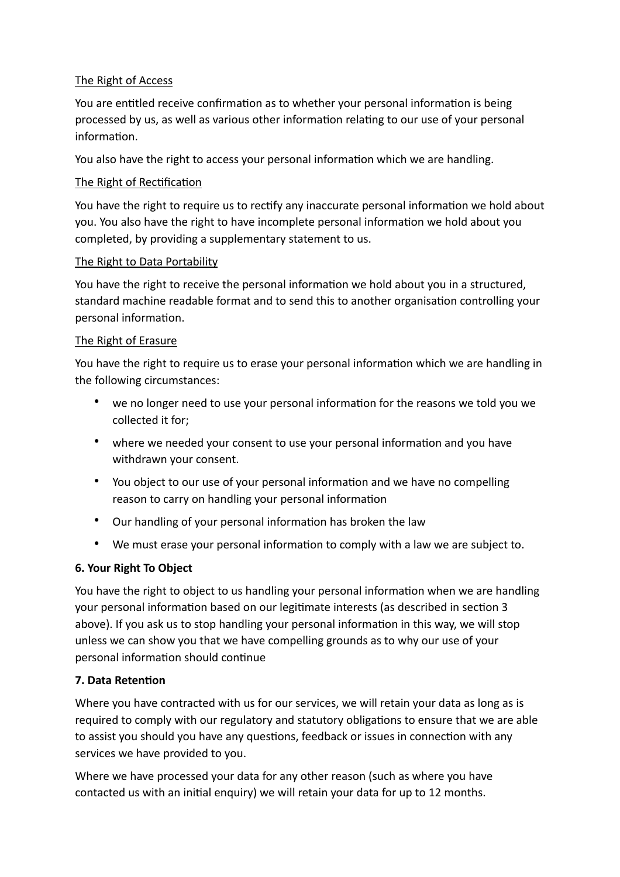<u>The Right of Access</u>

You are entitled receive confirmation as to whether your personal information is being processed by us, as well as various other information relating to our use of your personal information.

You also have the right to access your personal information which we are handling.

<u>The Right of Rectification</u>

You have the right to require us to rectify any inaccurate personal information we hold about you. You also have the right to have incomplete personal information we hold about you completed, by providing a supplementary statement to us.

<u>The Right to Data Portability</u>

You have the right to receive the personal information we hold about you in a structured, standard machine readable format and to send this to another organisation controlling your personal information.

<u>The Right of Erasure</u>

You have the right to require us to erase your personal information which we are handling in the following circumstances:

- we no longer need to use your personal information for the reasons we told you we collected it for;
- where we needed your consent to use your personal information and you have withdrawn your consent.
- You object to our use of your personal information and we have no compelling reason to carry on handling your personal information
- Our handling of your personal information has broken the law
- We must erase your personal information to comply with a law we are subject to.

**6. Your Right To Object**

You have the right to object to us handling your personal information when we are handling your personal information based on our legitimate interests (as described in section 3 above). If you ask us to stop handling your personal information in this way, we will stop unless we can show you that we have compelling grounds as to why our use of your personal information should continue

**7. Data Retention**

Where you have contracted with us for our services, we will retain your data as long as is required to comply with our regulatory and statutory obligations to ensure that we are able to assist you should you have any questions, feedback or issues in connection with any services we have provided to you.

Where we have processed your data for any other reason (such as where you have contacted us with an initial enquiry) we will retain your data for up to 12 months.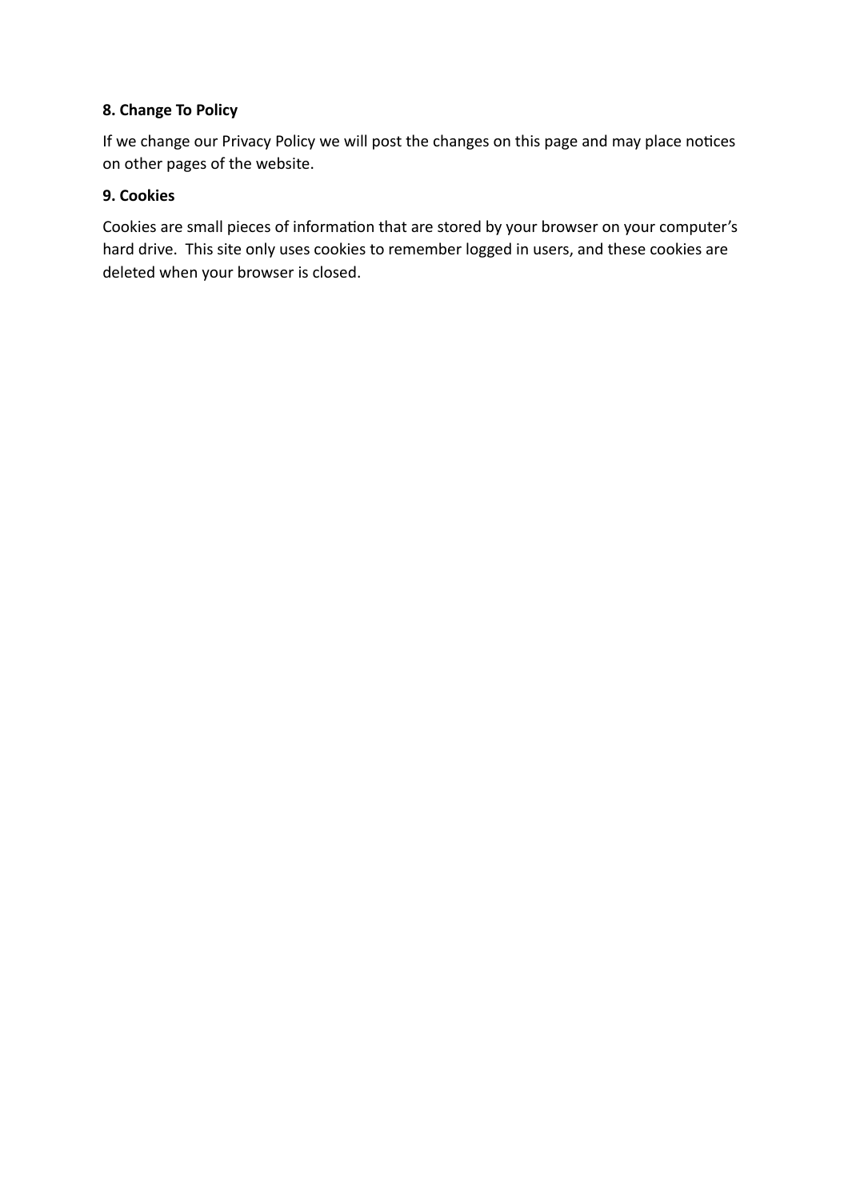**8. Change To Policy**

If we change our Privacy Policy we will post the changes on this page and may place notices on other pages of the website.

**9. Cookies**

Cookies are small pieces of information that are stored by your browser on your computer's hard drive. This site only uses cookies to remember logged in users, and these cookies are deleted when your browser is closed.